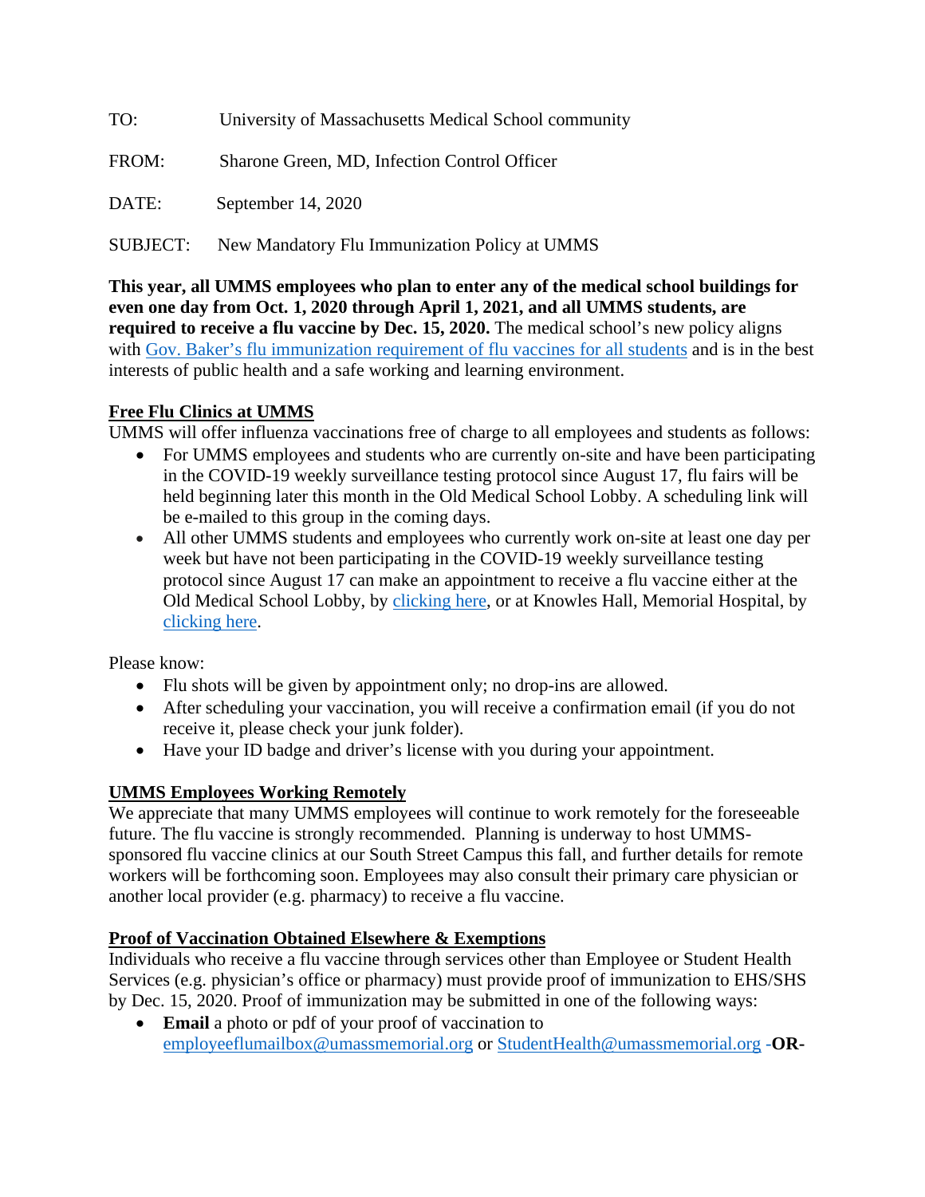TO: University of Massachusetts Medical School community

FROM: Sharone Green, MD, Infection Control Officer

DATE: September 14, 2020

SUBJECT: New Mandatory Flu Immunization Policy at UMMS

**This year, all UMMS employees who plan to enter any of the medical school buildings for even one day from Oct. 1, 2020 through April 1, 2021, and all UMMS students, are required to receive a flu vaccine by Dec. 15, 2020.** The medical school's new policy aligns with [Gov. Baker's flu immunization requirement of flu vaccines for all students]() and is in the best interests of public health and a safe working and learning environment.

## Free Flu Clinics at UMMS

UMMS will offer influenza vaccinations free of charge to all employees and students as follows:

- For UMMS employees and students who are currently on-site and have been participating in the COVID-19 weekly surveillance testing protocol since August 17, flu fairs will be held beginning later this month in the Old Medical School Lobby. A scheduling link will be e-mailed to this group in the coming days.
- All other UMMS students and employees who currently work on-site at least one day per week but have not been participating in the COVID-19 weekly surveillance testing protocol since August 17 can make an appointment to receive a flu vaccine either at the Old Medical School Lobby, by [clicking here](), or at Knowles Hall, Memorial Hospital, by [clicking here]().

Please know:

- Flu shots will be given by appointment only; no drop-ins are allowed.
- After scheduling your vaccination, you will receive a confirmation email (if you do not receive it, please check your junk folder).
- Have your ID badge and driver's license with you during your appointment.

## UMMS Employees Working Remotely

We appreciate that many UMMS employees will continue to work remotely for the foreseeable future. The flu vaccine is strongly recommended. Planning is underway to host UMMS-sponsored flu vaccine clinics at our South Street Campus this fall, and further details for remote workers will be forthcoming soon. Employees may also consult their primary care physician or another local provider (e.g. pharmacy) to receive a flu vaccine.

## Proof of Vaccination Obtained Elsewhere & Exemptions

Individuals who receive a flu vaccine through services other than Employee or Student Health Services (e.g. physician's office or pharmacy) must provide proof of immunization to EHS/SHS by Dec. 15, 2020. Proof of immunization may be submitted in one of the following ways:

- **Email** a photo or pdf of your proof of vaccination to employeeflumailbox@umassmemorial.org or StudentHealth@umassmemorial.org -**OR**-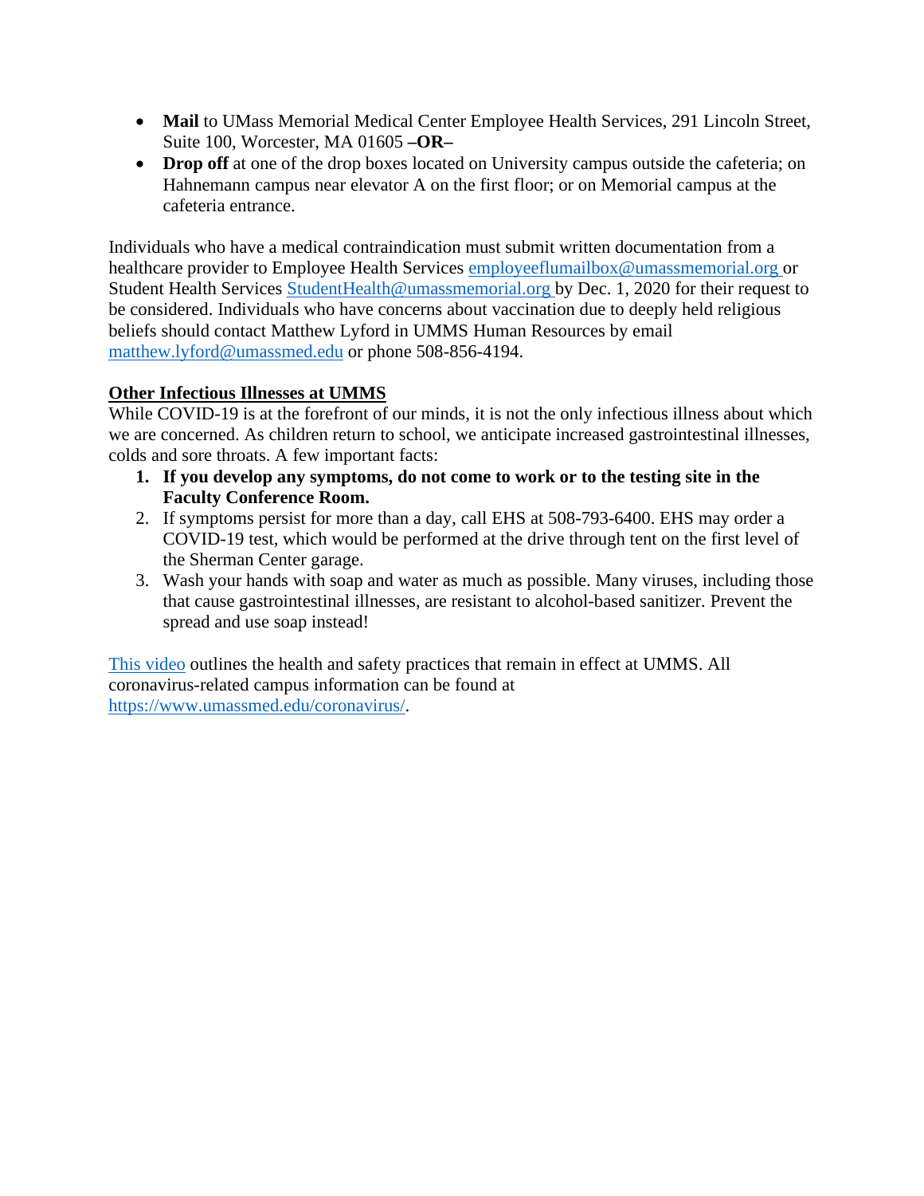- **Mail** to UMass Memorial Medical Center Employee Health Services, 291 Lincoln Street, Suite 100, Worcester, MA 01605 **–OR–**
- **Drop off** at one of the drop boxes located on University campus outside the cafeteria; on Hahnemann campus near elevator A on the first floor; or on Memorial campus at the cafeteria entrance.

Individuals who have a medical contraindication must submit written documentation from a healthcare provider to Employee Health Services employeeflumailbox@umassmemorial.org or Student Health Services StudentHealth@umassmemorial.org by Dec. 1, 2020 for their request to be considered. Individuals who have concerns about vaccination due to deeply held religious beliefs should contact Matthew Lyford in UMMS Human Resources by email matthew.lyford@umassmed.edu or phone 508-856-4194.

**Other Infectious Illnesses at UMMS**

While COVID-19 is at the forefront of our minds, it is not the only infectious illness about which we are concerned. As children return to school, we anticipate increased gastrointestinal illnesses, colds and sore throats. A few important facts:

1. **If you develop any symptoms, do not come to work or to the testing site in the Faculty Conference Room.**
2. If symptoms persist for more than a day, call EHS at 508-793-6400. EHS may order a COVID-19 test, which would be performed at the drive through tent on the first level of the Sherman Center garage.
3. Wash your hands with soap and water as much as possible. Many viruses, including those that cause gastrointestinal illnesses, are resistant to alcohol-based sanitizer. Prevent the spread and use soap instead!

This video outlines the health and safety practices that remain in effect at UMMS. All coronavirus-related campus information can be found at https://www.umassmed.edu/coronavirus/.